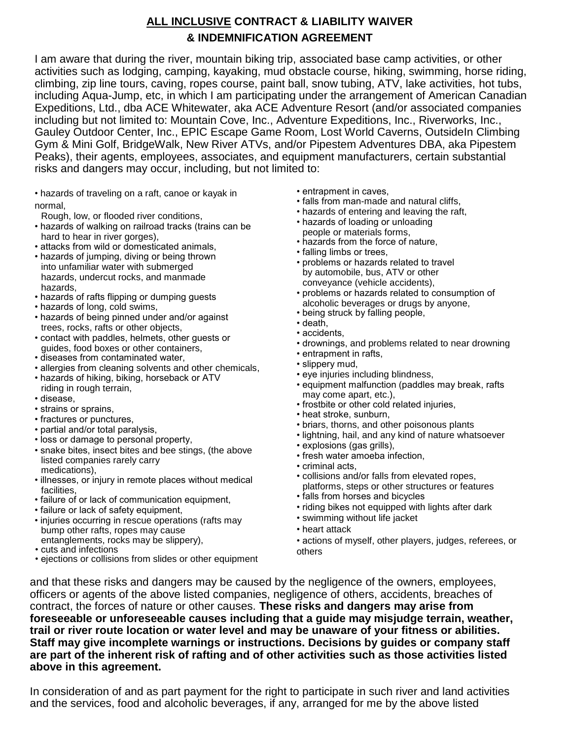## <u>ALL INCLUSIVE</u> CONTRACT & LIABILITY WAIVER & INDEMNIFICATION AGREEMENT

I am aware that during the river, mountain biking trip, associated base camp activities, or other activities such as lodging, camping, kayaking, mud obstacle course, hiking, swimming, horse riding, climbing, zip line tours, caving, ropes course, paint ball, snow tubing, ATV, lake activities, hot tubs, including Aqua-Jump, etc, in which I am participating under the arrangement of American Canadian Expeditions, Ltd., dba ACE Whitewater, aka ACE Adventure Resort (and/or associated companies including but not limited to: Mountain Cove, Inc., Adventure Expeditions, Inc., Riverworks, Inc., Gauley Outdoor Center, Inc., EPIC Escape Game Room, Lost World Caverns, OutsideIn Climbing Gym & Mini Golf, BridgeWalk, New River ATVs, and/or Pipestem Adventures DBA, aka Pipestem Peaks), their agents, employees, associates, and equipment manufacturers, certain substantial risks and dangers may occur, including, but not limited to:

- hazards of traveling on a raft, canoe or kayak in normal, Rough, low, or flooded river conditions,
- hazards of walking on railroad tracks (trains can be hard to hear in river gorges),
- attacks from wild or domesticated animals,
- hazards of jumping, diving or being thrown into unfamiliar water with submerged hazards, undercut rocks, and manmade hazards,
- hazards of rafts flipping or dumping guests
- hazards of long, cold swims,
- hazards of being pinned under and/or against trees, rocks, rafts or other objects,
- contact with paddles, helmets, other guests or guides, food boxes or other containers,
- diseases from contaminated water,
- allergies from cleaning solvents and other chemicals,
- hazards of hiking, biking, horseback or ATV riding in rough terrain,
- disease,
- strains or sprains,
- fractures or punctures,
- partial and/or total paralysis,
- loss or damage to personal property,
- snake bites, insect bites and bee stings, (the above listed companies rarely carry medications),
- illnesses, or injury in remote places without medical facilities,
- failure of or lack of communication equipment,
- failure or lack of safety equipment,
- injuries occurring in rescue operations (rafts may bump other rafts, ropes may cause entanglements, rocks may be slippery),
- cuts and infections
- ejections or collisions from slides or other equipment
- entrapment in caves,
- falls from man-made and natural cliffs,
- hazards of entering and leaving the raft,
- hazards of loading or unloading people or materials forms,
- hazards from the force of nature,
- falling limbs or trees,
- problems or hazards related to travel by automobile, bus, ATV or other conveyance (vehicle accidents),
- problems or hazards related to consumption of alcoholic beverages or drugs by anyone,
- being struck by falling people,
- death,
- accidents,
- drownings, and problems related to near drowning
- entrapment in rafts,
- slippery mud,
- eye injuries including blindness,
- equipment malfunction (paddles may break, rafts may come apart, etc.),
- frostbite or other cold related injuries,
- heat stroke, sunburn,
- briars, thorns, and other poisonous plants
- lightning, hail, and any kind of nature whatsoever
- explosions (gas grills),
- fresh water amoeba infection,
- criminal acts,
- collisions and/or falls from elevated ropes, platforms, steps or other structures or features
- falls from horses and bicycles
- riding bikes not equipped with lights after dark
- swimming without life jacket
- heart attack
- actions of myself, other players, judges, referees, or others

and that these risks and dangers may be caused by the negligence of the owners, employees, officers or agents of the above listed companies, negligence of others, accidents, breaches of contract, the forces of nature or other causes. **These risks and dangers may arise from foreseeable or unforeseeable causes including that a guide may misjudge terrain, weather, trail or river route location or water level and may be unaware of your fitness or abilities. Staff may give incomplete warnings or instructions. Decisions by guides or company staff are part of the inherent risk of rafting and of other activities such as those activities listed above in this agreement.**

In consideration of and as part payment for the right to participate in such river and land activities and the services, food and alcoholic beverages, if any, arranged for me by the above listed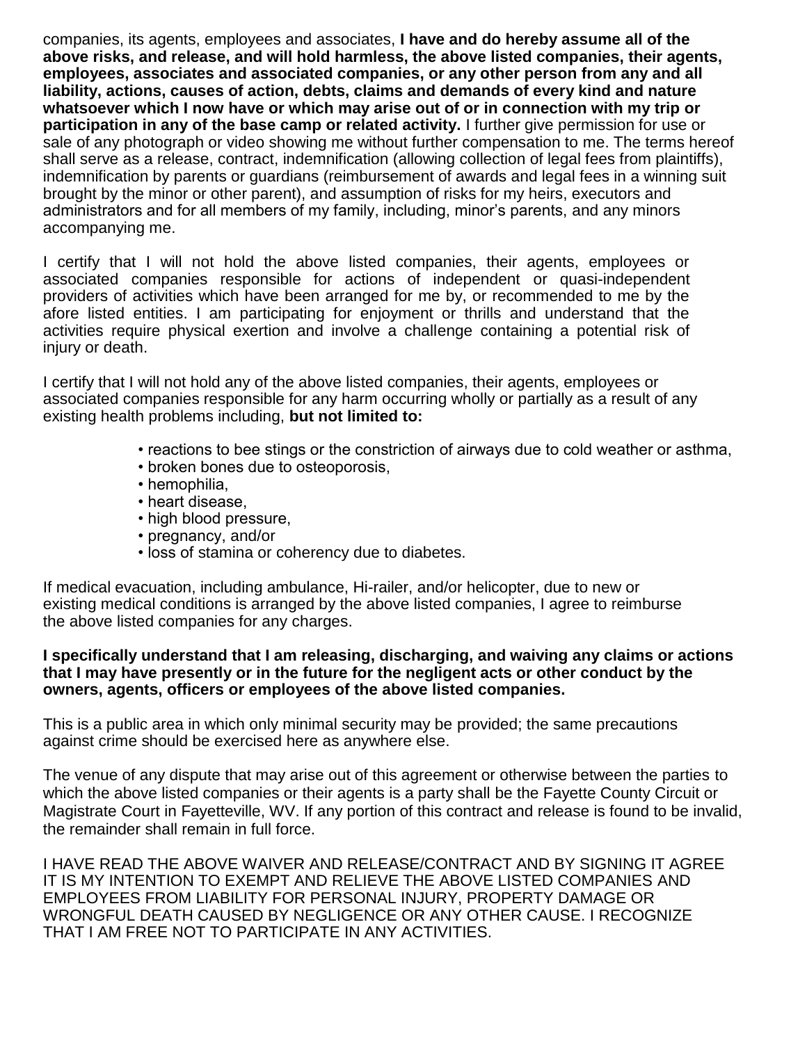companies, its agents, employees and associates, **I have and do hereby assume all of the above risks, and release, and will hold harmless, the above listed companies, their agents, employees, associates and associated companies, or any other person from any and all liability, actions, causes of action, debts, claims and demands of every kind and nature whatsoever which I now have or which may arise out of or in connection with my trip or participation in any of the base camp or related activity.** I further give permission for use or sale of any photograph or video showing me without further compensation to me. The terms hereof shall serve as a release, contract, indemnification (allowing collection of legal fees from plaintiffs), indemnification by parents or guardians (reimbursement of awards and legal fees in a winning suit brought by the minor or other parent), and assumption of risks for my heirs, executors and administrators and for all members of my family, including, minor's parents, and any minors accompanying me.

I certify that I will not hold the above listed companies, their agents, employees or associated companies responsible for actions of independent or quasi-independent providers of activities which have been arranged for me by, or recommended to me by the afore listed entities. I am participating for enjoyment or thrills and understand that the activities require physical exertion and involve a challenge containing a potential risk of injury or death.

I certify that I will not hold any of the above listed companies, their agents, employees or associated companies responsible for any harm occurring wholly or partially as a result of any existing health problems including, **but not limited to:**

- reactions to bee stings or the constriction of airways due to cold weather or asthma,
- broken bones due to osteoporosis,
- hemophilia,
- heart disease,
- high blood pressure,
- pregnancy, and/or
- loss of stamina or coherency due to diabetes.

If medical evacuation, including ambulance, Hi-railer, and/or helicopter, due to new or existing medical conditions is arranged by the above listed companies, I agree to reimburse the above listed companies for any charges.

**I specifically understand that I am releasing, discharging, and waiving any claims or actions that I may have presently or in the future for the negligent acts or other conduct by the owners, agents, officers or employees of the above listed companies.**

This is a public area in which only minimal security may be provided; the same precautions against crime should be exercised here as anywhere else.

The venue of any dispute that may arise out of this agreement or otherwise between the parties to which the above listed companies or their agents is a party shall be the Fayette County Circuit or Magistrate Court in Fayetteville, WV. If any portion of this contract and release is found to be invalid, the remainder shall remain in full force.

I HAVE READ THE ABOVE WAIVER AND RELEASE/CONTRACT AND BY SIGNING IT AGREE IT IS MY INTENTION TO EXEMPT AND RELIEVE THE ABOVE LISTED COMPANIES AND EMPLOYEES FROM LIABILITY FOR PERSONAL INJURY, PROPERTY DAMAGE OR WRONGFUL DEATH CAUSED BY NEGLIGENCE OR ANY OTHER CAUSE. I RECOGNIZE THAT I AM FREE NOT TO PARTICIPATE IN ANY ACTIVITIES.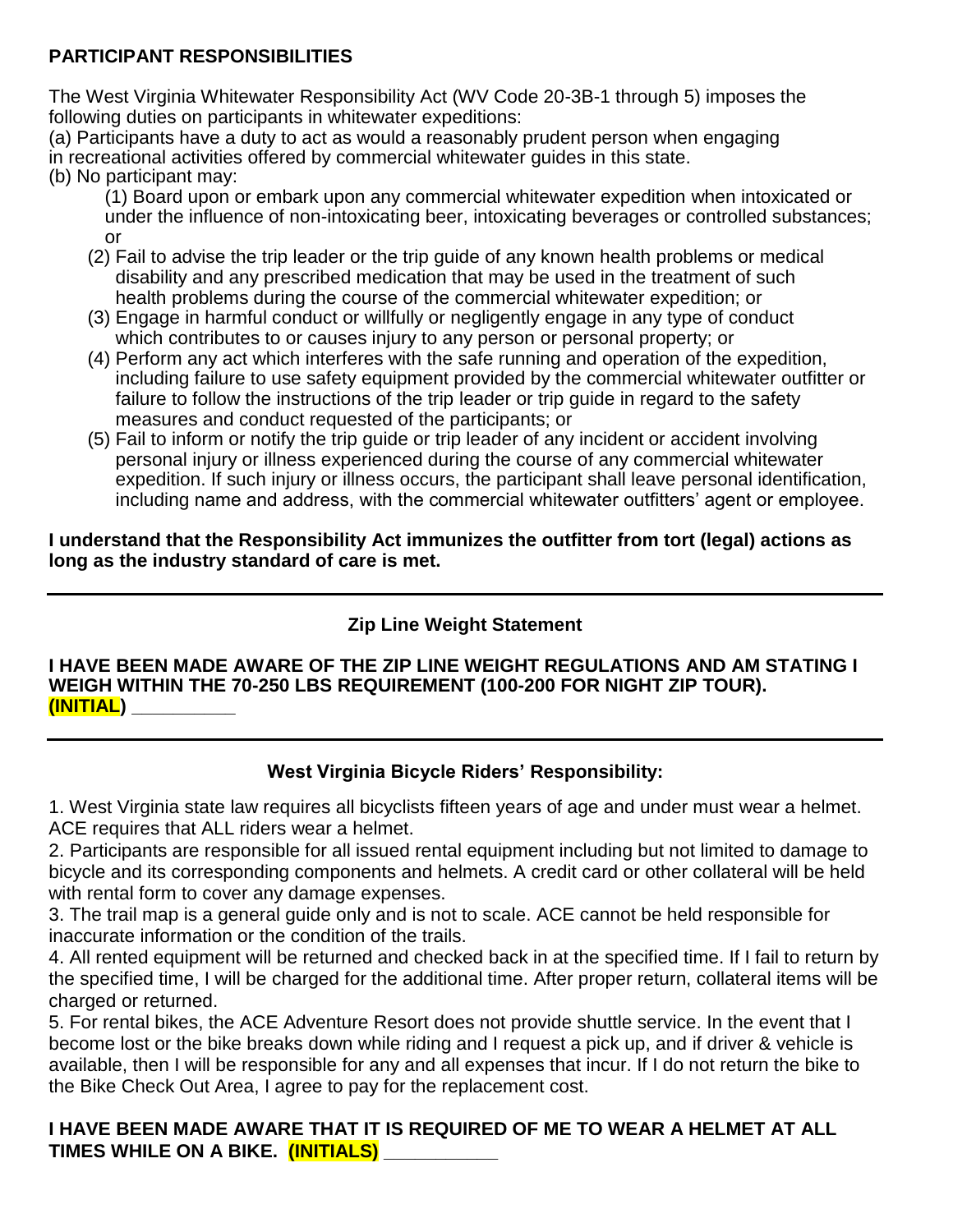**PARTICIPANT RESPONSIBILITIES**

The West Virginia Whitewater Responsibility Act (WV Code 20-3B-1 through 5) imposes the following duties on participants in whitewater expeditions:

(a) Participants have a duty to act as would a reasonably prudent person when engaging in recreational activities offered by commercial whitewater guides in this state.

(b) No participant may:

(1) Board upon or embark upon any commercial whitewater expedition when intoxicated or under the influence of non-intoxicating beer, intoxicating beverages or controlled substances; or

(2) Fail to advise the trip leader or the trip guide of any known health problems or medical disability and any prescribed medication that may be used in the treatment of such health problems during the course of the commercial whitewater expedition; or

(3) Engage in harmful conduct or willfully or negligently engage in any type of conduct which contributes to or causes injury to any person or personal property; or

(4) Perform any act which interferes with the safe running and operation of the expedition, including failure to use safety equipment provided by the commercial whitewater outfitter or failure to follow the instructions of the trip leader or trip guide in regard to the safety measures and conduct requested of the participants; or

(5) Fail to inform or notify the trip guide or trip leader of any incident or accident involving personal injury or illness experienced during the course of any commercial whitewater expedition. If such injury or illness occurs, the participant shall leave personal identification, including name and address, with the commercial whitewater outfitters' agent or employee.

**I understand that the Responsibility Act immunizes the outfitter from tort (legal) actions as long as the industry standard of care is met.**

---

**Zip Line Weight Statement**

**I HAVE BEEN MADE AWARE OF THE ZIP LINE WEIGHT REGULATIONS AND AM STATING I WEIGH WITHIN THE 70-250 LBS REQUIREMENT (100-200 FOR NIGHT ZIP TOUR). (INITIAL) __________**

---

**West Virginia Bicycle Riders' Responsibility:**

1. West Virginia state law requires all bicyclists fifteen years of age and under must wear a helmet. ACE requires that ALL riders wear a helmet.
2. Participants are responsible for all issued rental equipment including but not limited to damage to bicycle and its corresponding components and helmets. A credit card or other collateral will be held with rental form to cover any damage expenses.
3. The trail map is a general guide only and is not to scale. ACE cannot be held responsible for inaccurate information or the condition of the trails.
4. All rented equipment will be returned and checked back in at the specified time. If I fail to return by the specified time, I will be charged for the additional time. After proper return, collateral items will be charged or returned.
5. For rental bikes, the ACE Adventure Resort does not provide shuttle service. In the event that I become lost or the bike breaks down while riding and I request a pick up, and if driver & vehicle is available, then I will be responsible for any and all expenses that incur. If I do not return the bike to the Bike Check Out Area, I agree to pay for the replacement cost.

**I HAVE BEEN MADE AWARE THAT IT IS REQUIRED OF ME TO WEAR A HELMET AT ALL TIMES WHILE ON A BIKE. (INITIALS) ___________**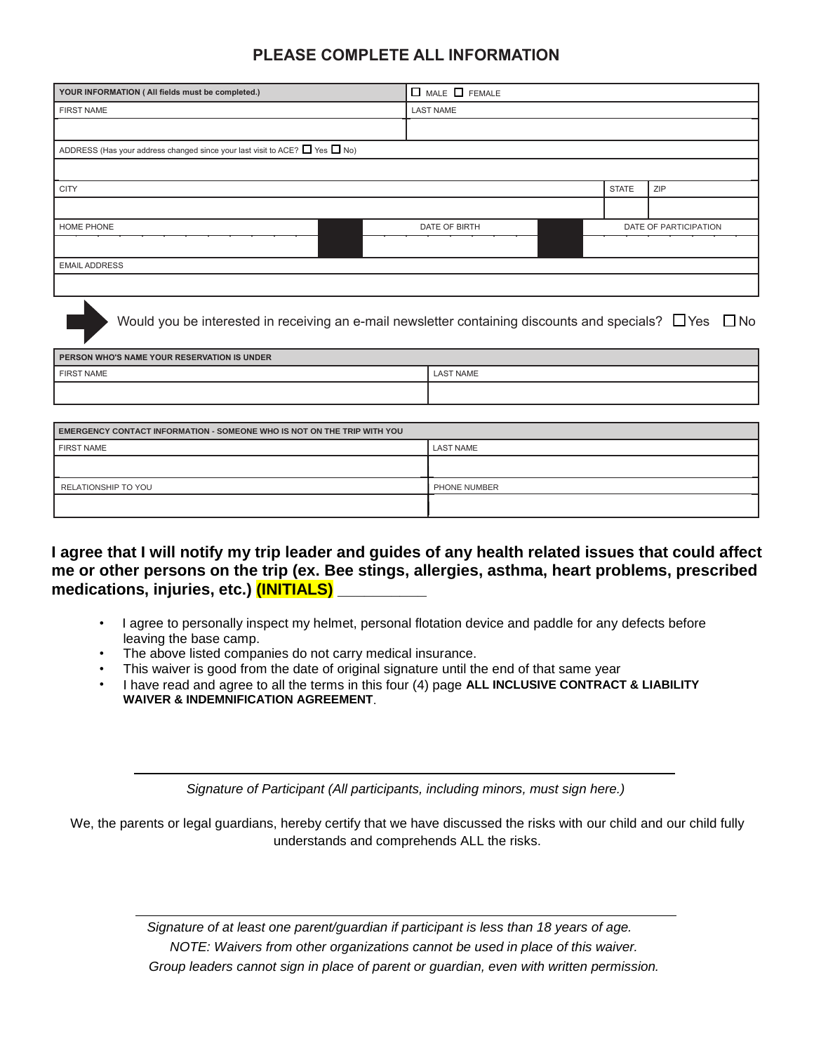# PLEASE COMPLETE ALL INFORMATION

| YOUR INFORMATION ( All fields must be completed.) | ☐ MALE ☐ FEMALE | | |
|---|---|---|---|
| FIRST NAME | LAST NAME | | |
| | | | |
| ADDRESS (Has your address changed since your last visit to ACE? ☐ Yes ☐ No) | | | |
| | | | |
| CITY | | STATE | ZIP |
| | | | |

| HOME PHONE | DATE OF BIRTH | DATE OF PARTICIPATION |
|---|---|---|
| | | |
| EMAIL ADDRESS | | |
| | | |

Would you be interested in receiving an e-mail newsletter containing discounts and specials? ☐ Yes ☐ No

| PERSON WHO'S NAME YOUR RESERVATION IS UNDER | |
|---|---|
| FIRST NAME | LAST NAME |
| | |

| EMERGENCY CONTACT INFORMATION - SOMEONE WHO IS NOT ON THE TRIP WITH YOU | |
|---|---|
| FIRST NAME | LAST NAME |
| | |
| RELATIONSHIP TO YOU | PHONE NUMBER |
| | |

**I agree that I will notify my trip leader and guides of any health related issues that could affect me or other persons on the trip (ex. Bee stings, allergies, asthma, heart problems, prescribed medications, injuries, etc.) (INITIALS) __________**

- I agree to personally inspect my helmet, personal flotation device and paddle for any defects before leaving the base camp.
- The above listed companies do not carry medical insurance.
- This waiver is good from the date of original signature until the end of that same year
- I have read and agree to all the terms in this four (4) page **ALL INCLUSIVE CONTRACT & LIABILITY WAIVER & INDEMNIFICATION AGREEMENT**.

_______________________________________________

*Signature of Participant (All participants, including minors, must sign here.)*

We, the parents or legal guardians, hereby certify that we have discussed the risks with our child and our child fully understands and comprehends ALL the risks.

_______________________________________________

*Signature of at least one parent/guardian if participant is less than 18 years of age.*

*NOTE: Waivers from other organizations cannot be used in place of this waiver.*

*Group leaders cannot sign in place of parent or guardian, even with written permission.*